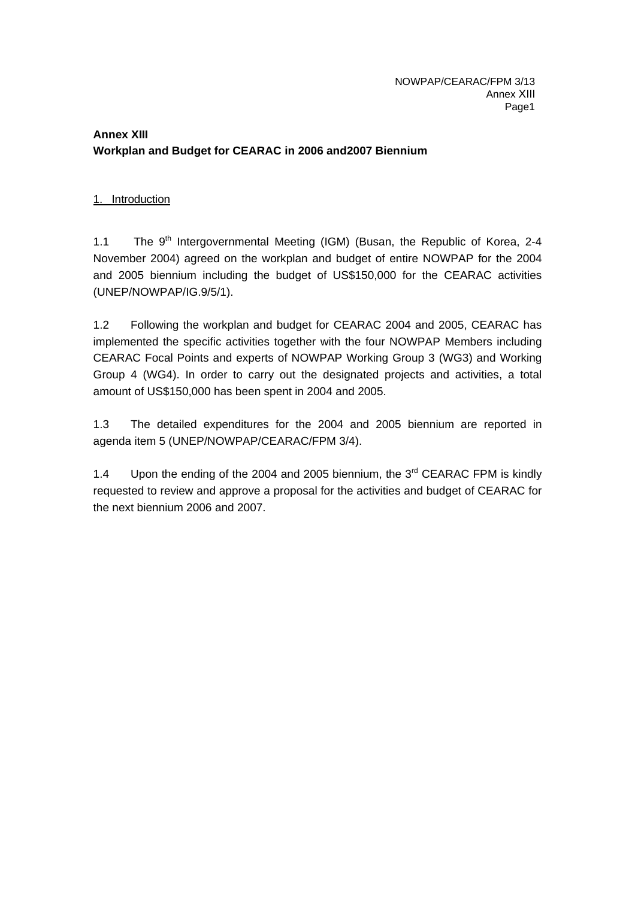**Annex XIII**
**Workplan and Budget for CEARAC in 2006 and2007 Biennium**

## 1. Introduction

1.1 The 9th Intergovernmental Meeting (IGM) (Busan, the Republic of Korea, 2-4 November 2004) agreed on the workplan and budget of entire NOWPAP for the 2004 and 2005 biennium including the budget of US$150,000 for the CEARAC activities (UNEP/NOWPAP/IG.9/5/1).

1.2 Following the workplan and budget for CEARAC 2004 and 2005, CEARAC has implemented the specific activities together with the four NOWPAP Members including CEARAC Focal Points and experts of NOWPAP Working Group 3 (WG3) and Working Group 4 (WG4). In order to carry out the designated projects and activities, a total amount of US$150,000 has been spent in 2004 and 2005.

1.3 The detailed expenditures for the 2004 and 2005 biennium are reported in agenda item 5 (UNEP/NOWPAP/CEARAC/FPM 3/4).

1.4 Upon the ending of the 2004 and 2005 biennium, the 3rd CEARAC FPM is kindly requested to review and approve a proposal for the activities and budget of CEARAC for the next biennium 2006 and 2007.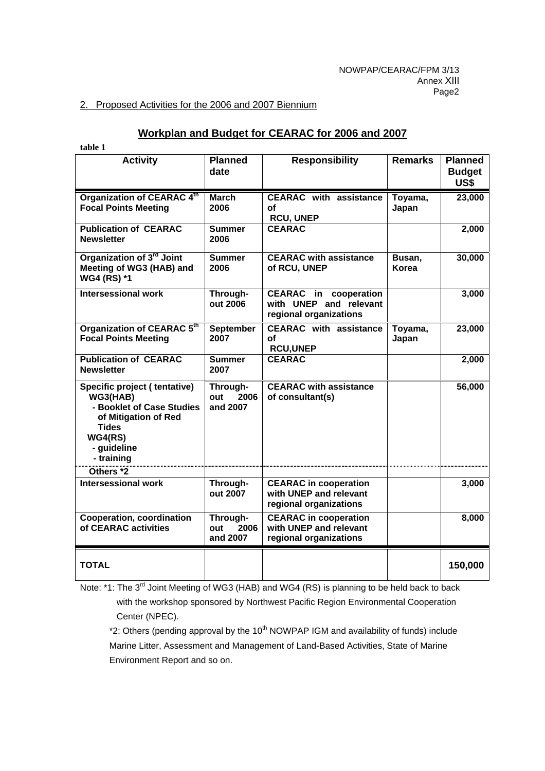NOWPAP/CEARAC/FPM 3/13
Annex XIII

## 2. Proposed Activities for the 2006 and 2007 Biennium

### Workplan and Budget for CEARAC for 2006 and 2007

**table 1**

| Activity | Planned date | Responsibility | Remarks | Planned Budget US$ |
|---|---|---|---|---|
| **Organization of CEARAC 4th Focal Points Meeting** | **March 2006** | **CEARAC with assistance of RCU, UNEP** | **Toyama, Japan** | **23,000** |
| **Publication of CEARAC Newsletter** | **Summer 2006** | **CEARAC** | | **2,000** |
| **Organization of 3rd Joint Meeting of WG3 (HAB) and WG4 (RS) *1** | **Summer 2006** | **CEARAC with assistance of RCU, UNEP** | **Busan, Korea** | **30,000** |
| **Intersessional work** | **Through-out 2006** | **CEARAC in cooperation with UNEP and relevant regional organizations** | | **3,000** |
| **Organization of CEARAC 5th Focal Points Meeting** | **September 2007** | **CEARAC with assistance of RCU,UNEP** | **Toyama, Japan** | **23,000** |
| **Publication of CEARAC Newsletter** | **Summer 2007** | **CEARAC** | | **2,000** |
| **Specific project ( tentative) WG3(HAB) - Booklet of Case Studies of Mitigation of Red Tides WG4(RS) - guideline - training** | **Through-out 2006 and 2007** | **CEARAC with assistance of consultant(s)** | | **56,000** |
| **Others *2** | | | | |
| **Intersessional work** | **Through-out 2007** | **CEARAC in cooperation with UNEP and relevant regional organizations** | | **3,000** |
| **Cooperation, coordination of CEARAC activities** | **Through-out 2006 and 2007** | **CEARAC in cooperation with UNEP and relevant regional organizations** | | **8,000** |
| **TOTAL** | | | | **150,000** |

Note: *1: The 3rd Joint Meeting of WG3 (HAB) and WG4 (RS) is planning to be held back to back with the workshop sponsored by Northwest Pacific Region Environmental Cooperation Center (NPEC).

*2: Others (pending approval by the 10th NOWPAP IGM and availability of funds) include Marine Litter, Assessment and Management of Land-Based Activities, State of Marine Environment Report and so on.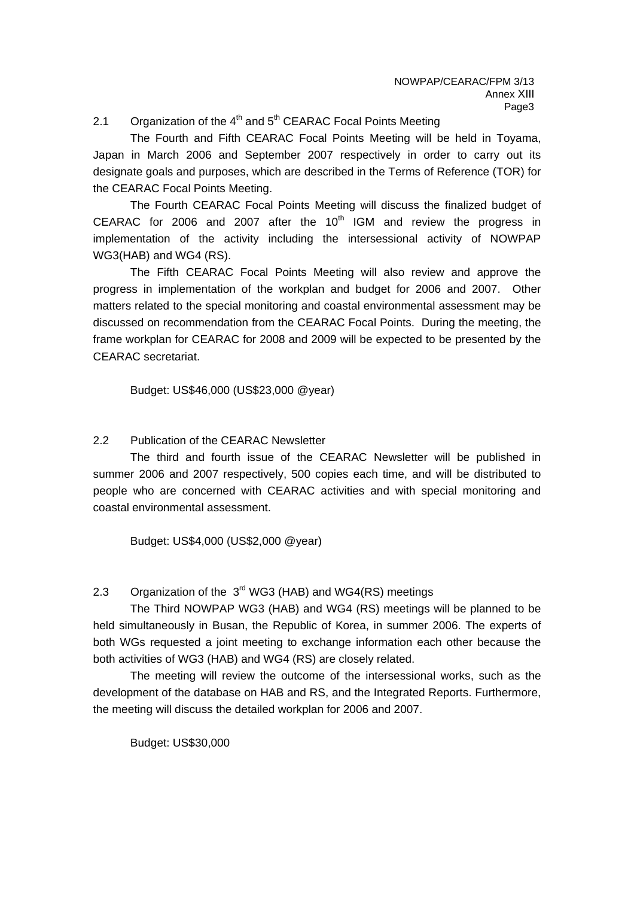## 2.1 Organization of the 4th and 5th CEARAC Focal Points Meeting

The Fourth and Fifth CEARAC Focal Points Meeting will be held in Toyama, Japan in March 2006 and September 2007 respectively in order to carry out its designate goals and purposes, which are described in the Terms of Reference (TOR) for the CEARAC Focal Points Meeting.

The Fourth CEARAC Focal Points Meeting will discuss the finalized budget of CEARAC for 2006 and 2007 after the 10th IGM and review the progress in implementation of the activity including the intersessional activity of NOWPAP WG3(HAB) and WG4 (RS).

The Fifth CEARAC Focal Points Meeting will also review and approve the progress in implementation of the workplan and budget for 2006 and 2007. Other matters related to the special monitoring and coastal environmental assessment may be discussed on recommendation from the CEARAC Focal Points. During the meeting, the frame workplan for CEARAC for 2008 and 2009 will be expected to be presented by the CEARAC secretariat.

Budget: US$46,000 (US$23,000 @year)

## 2.2 Publication of the CEARAC Newsletter

The third and fourth issue of the CEARAC Newsletter will be published in summer 2006 and 2007 respectively, 500 copies each time, and will be distributed to people who are concerned with CEARAC activities and with special monitoring and coastal environmental assessment.

Budget: US$4,000 (US$2,000 @year)

## 2.3 Organization of the 3rd WG3 (HAB) and WG4(RS) meetings

The Third NOWPAP WG3 (HAB) and WG4 (RS) meetings will be planned to be held simultaneously in Busan, the Republic of Korea, in summer 2006. The experts of both WGs requested a joint meeting to exchange information each other because the both activities of WG3 (HAB) and WG4 (RS) are closely related.

The meeting will review the outcome of the intersessional works, such as the development of the database on HAB and RS, and the Integrated Reports. Furthermore, the meeting will discuss the detailed workplan for 2006 and 2007.

Budget: US$30,000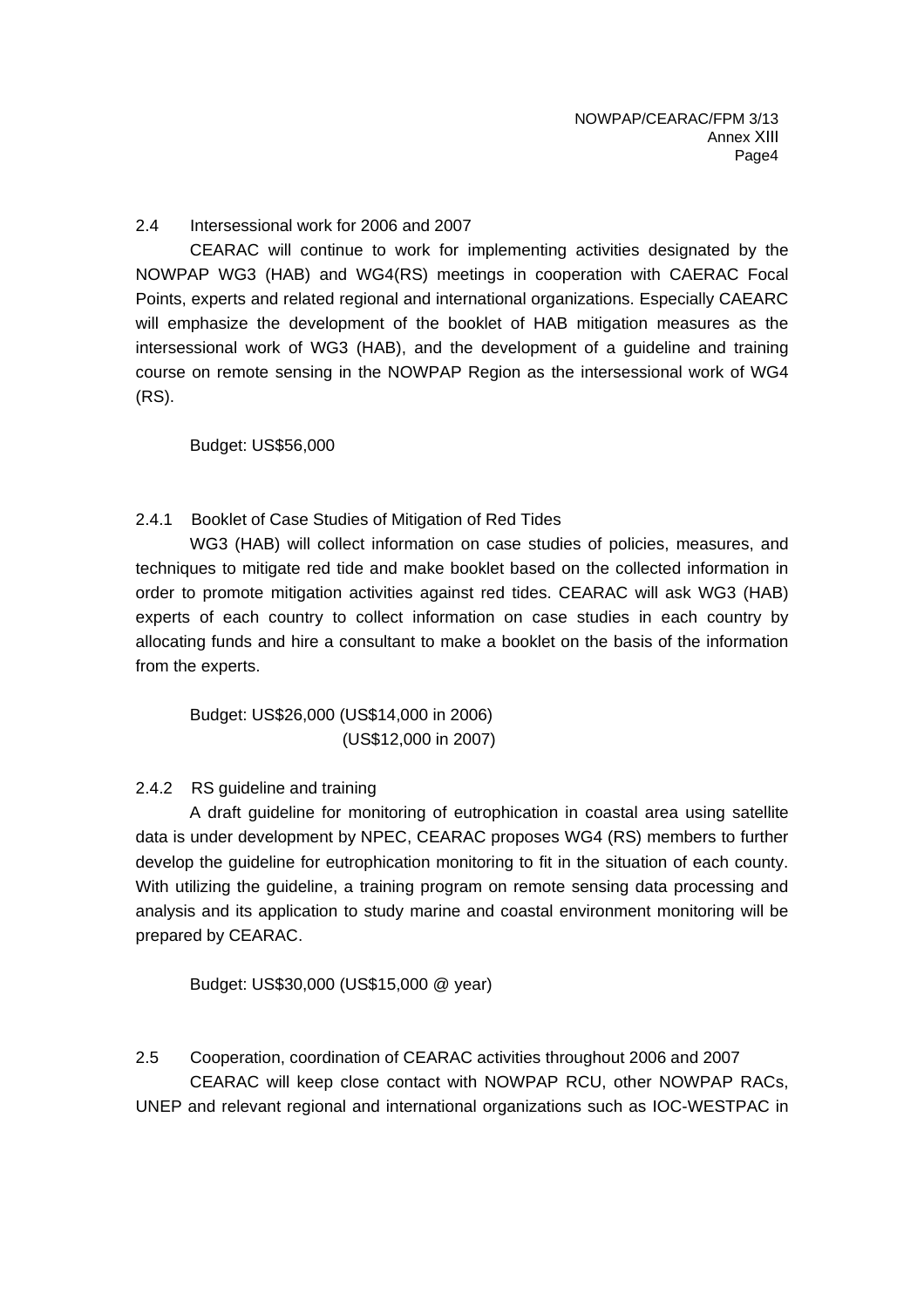### 2.4 Intersessional work for 2006 and 2007

CEARAC will continue to work for implementing activities designated by the NOWPAP WG3 (HAB) and WG4(RS) meetings in cooperation with CAERAC Focal Points, experts and related regional and international organizations. Especially CAEARC will emphasize the development of the booklet of HAB mitigation measures as the intersessional work of WG3 (HAB), and the development of a guideline and training course on remote sensing in the NOWPAP Region as the intersessional work of WG4 (RS).

Budget: US$56,000

#### 2.4.1 Booklet of Case Studies of Mitigation of Red Tides

WG3 (HAB) will collect information on case studies of policies, measures, and techniques to mitigate red tide and make booklet based on the collected information in order to promote mitigation activities against red tides. CEARAC will ask WG3 (HAB) experts of each country to collect information on case studies in each country by allocating funds and hire a consultant to make a booklet on the basis of the information from the experts.

Budget: US$26,000 (US$14,000 in 2006)
(US$12,000 in 2007)

#### 2.4.2 RS guideline and training

A draft guideline for monitoring of eutrophication in coastal area using satellite data is under development by NPEC, CEARAC proposes WG4 (RS) members to further develop the guideline for eutrophication monitoring to fit in the situation of each county. With utilizing the guideline, a training program on remote sensing data processing and analysis and its application to study marine and coastal environment monitoring will be prepared by CEARAC.

Budget: US$30,000 (US$15,000 @ year)

### 2.5 Cooperation, coordination of CEARAC activities throughout 2006 and 2007

CEARAC will keep close contact with NOWPAP RCU, other NOWPAP RACs, UNEP and relevant regional and international organizations such as IOC-WESTPAC in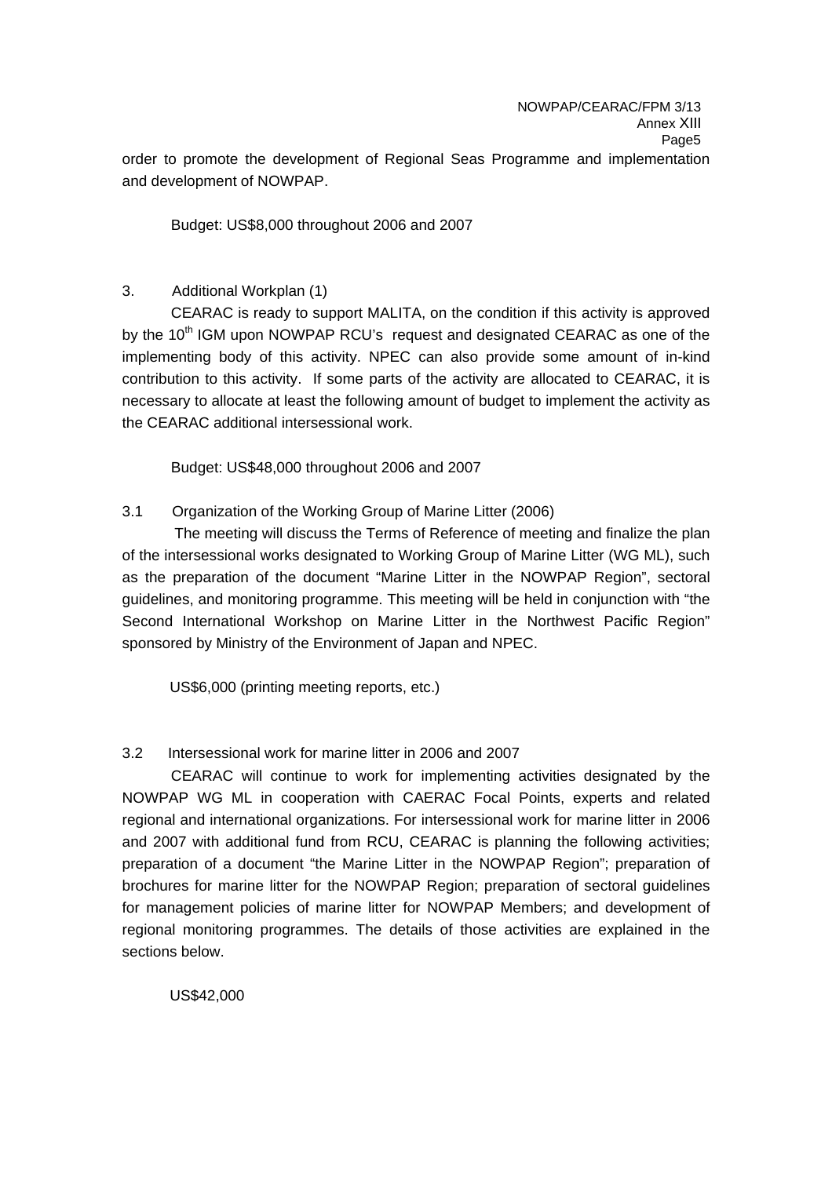order to promote the development of Regional Seas Programme and implementation and development of NOWPAP.

Budget: US$8,000 throughout 2006 and 2007

3. Additional Workplan (1)

CEARAC is ready to support MALITA, on the condition if this activity is approved by the 10th IGM upon NOWPAP RCU's request and designated CEARAC as one of the implementing body of this activity. NPEC can also provide some amount of in-kind contribution to this activity. If some parts of the activity are allocated to CEARAC, it is necessary to allocate at least the following amount of budget to implement the activity as the CEARAC additional intersessional work.

Budget: US$48,000 throughout 2006 and 2007

3.1 Organization of the Working Group of Marine Litter (2006)

The meeting will discuss the Terms of Reference of meeting and finalize the plan of the intersessional works designated to Working Group of Marine Litter (WG ML), such as the preparation of the document "Marine Litter in the NOWPAP Region", sectoral guidelines, and monitoring programme. This meeting will be held in conjunction with "the Second International Workshop on Marine Litter in the Northwest Pacific Region" sponsored by Ministry of the Environment of Japan and NPEC.

US$6,000 (printing meeting reports, etc.)

3.2 Intersessional work for marine litter in 2006 and 2007

CEARAC will continue to work for implementing activities designated by the NOWPAP WG ML in cooperation with CAERAC Focal Points, experts and related regional and international organizations. For intersessional work for marine litter in 2006 and 2007 with additional fund from RCU, CEARAC is planning the following activities; preparation of a document "the Marine Litter in the NOWPAP Region"; preparation of brochures for marine litter for the NOWPAP Region; preparation of sectoral guidelines for management policies of marine litter for NOWPAP Members; and development of regional monitoring programmes. The details of those activities are explained in the sections below.

US$42,000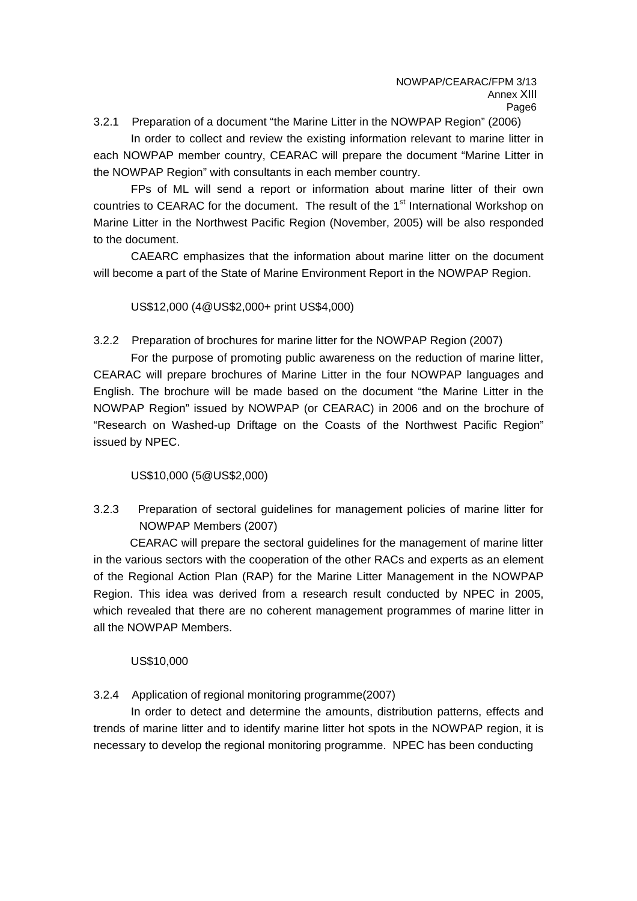### 3.2.1 Preparation of a document "the Marine Litter in the NOWPAP Region" (2006)

In order to collect and review the existing information relevant to marine litter in each NOWPAP member country, CEARAC will prepare the document "Marine Litter in the NOWPAP Region" with consultants in each member country.

FPs of ML will send a report or information about marine litter of their own countries to CEARAC for the document. The result of the 1st International Workshop on Marine Litter in the Northwest Pacific Region (November, 2005) will be also responded to the document.

CAEARC emphasizes that the information about marine litter on the document will become a part of the State of Marine Environment Report in the NOWPAP Region.

US$12,000 (4@US$2,000+ print US$4,000)

### 3.2.2 Preparation of brochures for marine litter for the NOWPAP Region (2007)

For the purpose of promoting public awareness on the reduction of marine litter, CEARAC will prepare brochures of Marine Litter in the four NOWPAP languages and English. The brochure will be made based on the document "the Marine Litter in the NOWPAP Region" issued by NOWPAP (or CEARAC) in 2006 and on the brochure of "Research on Washed-up Driftage on the Coasts of the Northwest Pacific Region" issued by NPEC.

US$10,000 (5@US$2,000)

### 3.2.3 Preparation of sectoral guidelines for management policies of marine litter for NOWPAP Members (2007)

CEARAC will prepare the sectoral guidelines for the management of marine litter in the various sectors with the cooperation of the other RACs and experts as an element of the Regional Action Plan (RAP) for the Marine Litter Management in the NOWPAP Region. This idea was derived from a research result conducted by NPEC in 2005, which revealed that there are no coherent management programmes of marine litter in all the NOWPAP Members.

US$10,000

### 3.2.4 Application of regional monitoring programme(2007)

In order to detect and determine the amounts, distribution patterns, effects and trends of marine litter and to identify marine litter hot spots in the NOWPAP region, it is necessary to develop the regional monitoring programme. NPEC has been conducting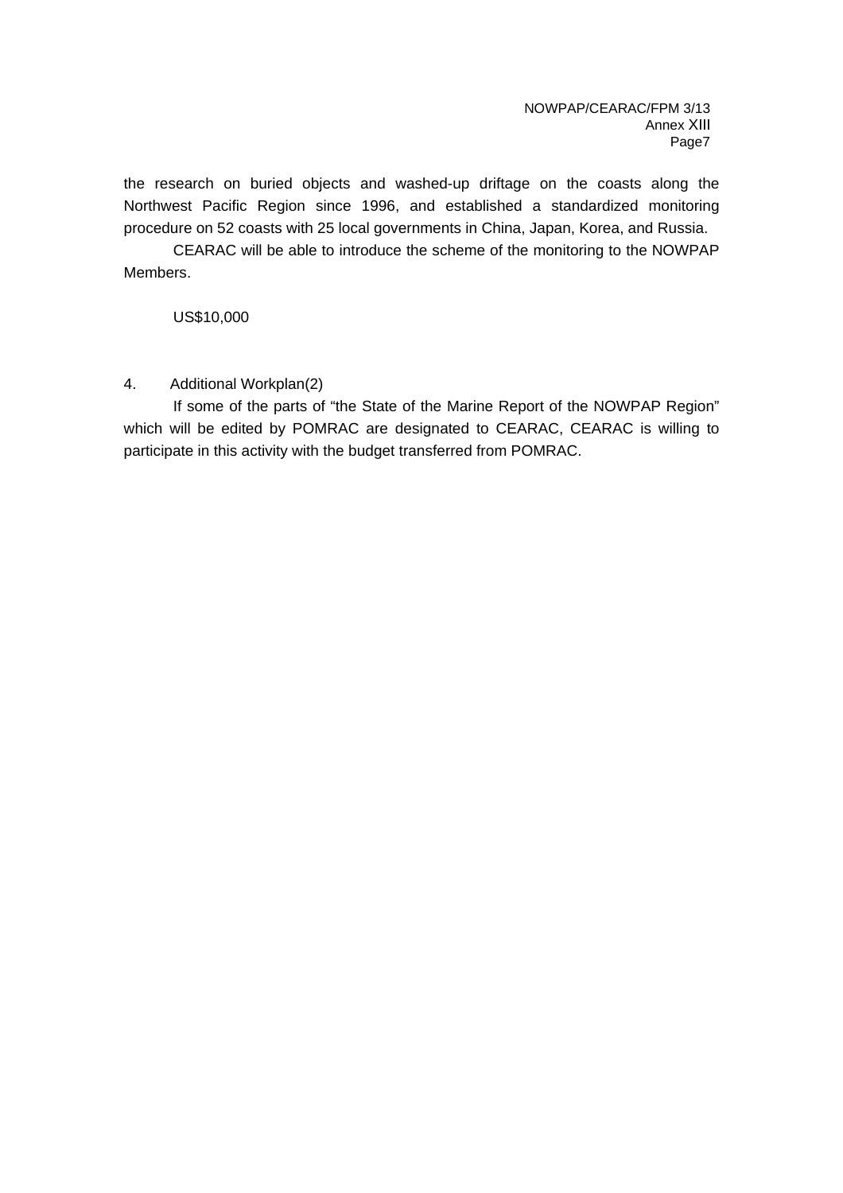the research on buried objects and washed-up driftage on the coasts along the Northwest Pacific Region since 1996, and established a standardized monitoring procedure on 52 coasts with 25 local governments in China, Japan, Korea, and Russia.

CEARAC will be able to introduce the scheme of the monitoring to the NOWPAP Members.

US$10,000

4. Additional Workplan(2)

If some of the parts of "the State of the Marine Report of the NOWPAP Region" which will be edited by POMRAC are designated to CEARAC, CEARAC is willing to participate in this activity with the budget transferred from POMRAC.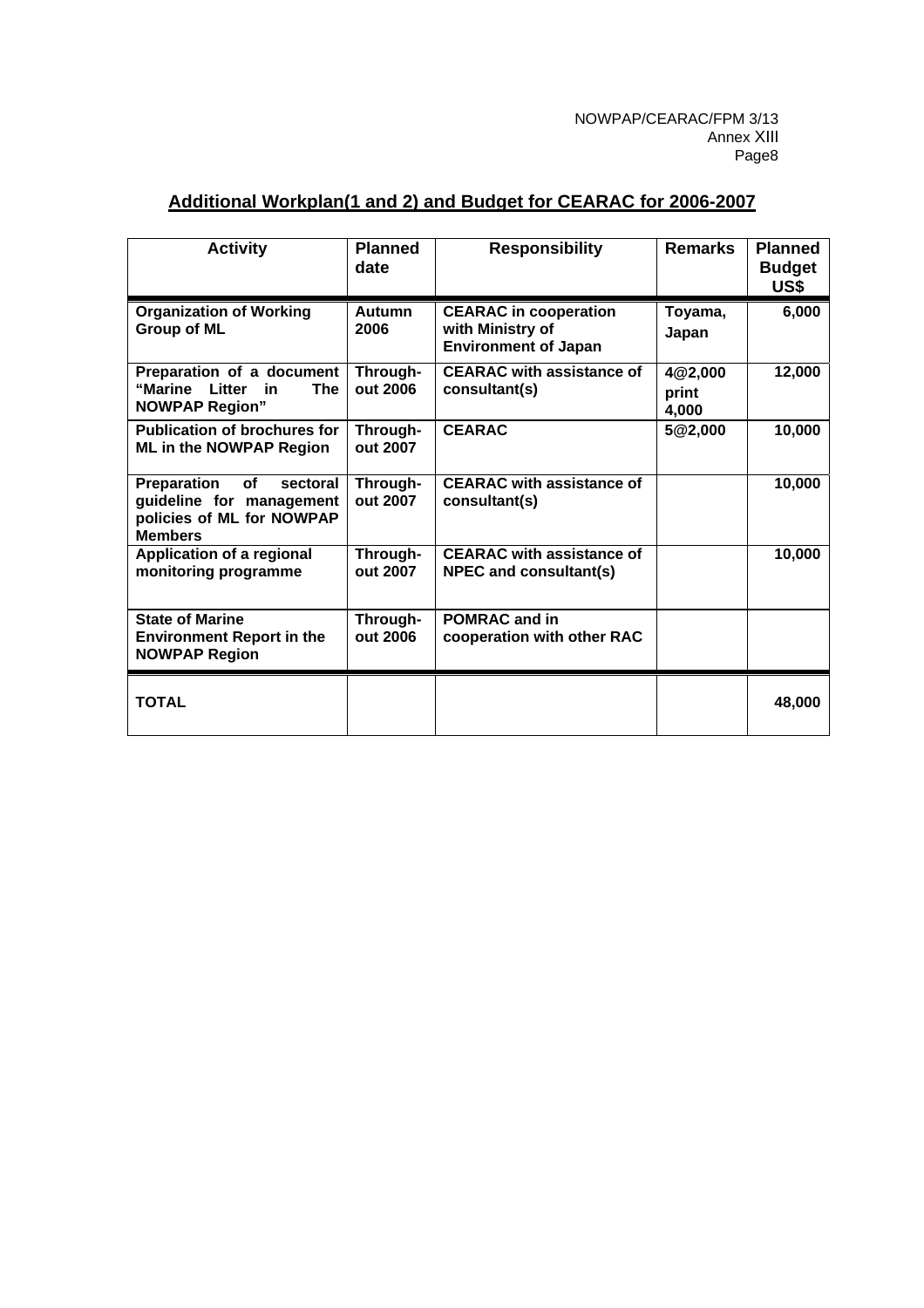## Additional Workplan(1 and 2) and Budget for CEARAC for 2006-2007

| Activity | Planned date | Responsibility | Remarks | Planned Budget US$ |
|---|---|---|---|---|
| **Organization of Working Group of ML** | **Autumn 2006** | **CEARAC in cooperation with Ministry of Environment of Japan** | **Toyama, Japan** | **6,000** |
| **Preparation of a document "Marine Litter in The NOWPAP Region"** | **Through-out 2006** | **CEARAC with assistance of consultant(s)** | **4@2,000 print 4,000** | **12,000** |
| **Publication of brochures for ML in the NOWPAP Region** | **Through-out 2007** | **CEARAC** | **5@2,000** | **10,000** |
| **Preparation of sectoral guideline for management policies of ML for NOWPAP Members** | **Through-out 2007** | **CEARAC with assistance of consultant(s)** | | **10,000** |
| **Application of a regional monitoring programme** | **Through-out 2007** | **CEARAC with assistance of NPEC and consultant(s)** | | **10,000** |
| **State of Marine Environment Report in the NOWPAP Region** | **Through-out 2006** | **POMRAC and in cooperation with other RAC** | | |
| **TOTAL** | | | | **48,000** |